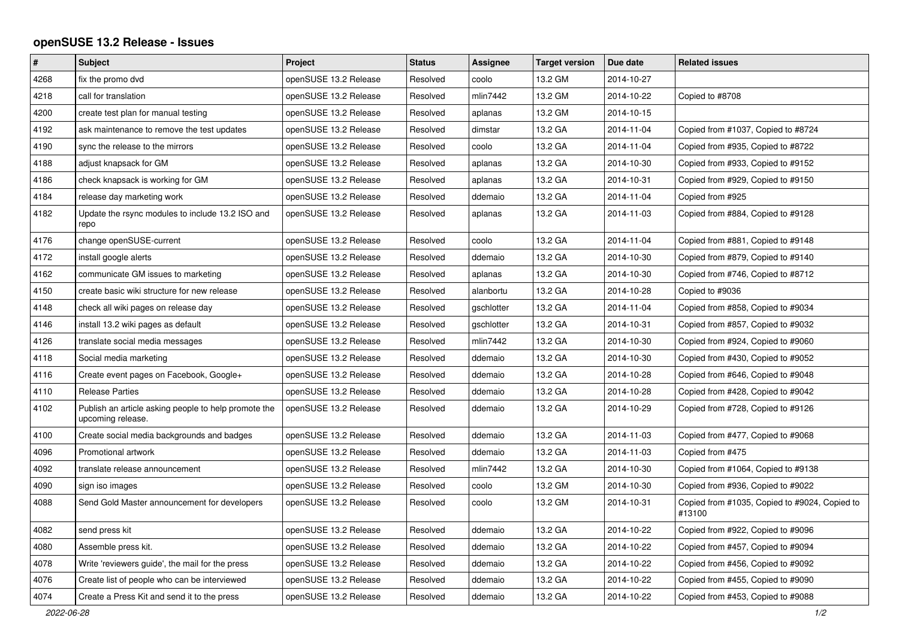# openSUSE 13.2 Release - Issues

| # | Subject | Project | Status | Assignee | Target version | Due date | Related issues |
|---|---|---|---|---|---|---|---|
| 4268 | fix the promo dvd | openSUSE 13.2 Release | Resolved | coolo | 13.2 GM | 2014-10-27 | |
| 4218 | call for translation | openSUSE 13.2 Release | Resolved | mlin7442 | 13.2 GM | 2014-10-22 | Copied to #8708 |
| 4200 | create test plan for manual testing | openSUSE 13.2 Release | Resolved | aplanas | 13.2 GM | 2014-10-15 | |
| 4192 | ask maintenance to remove the test updates | openSUSE 13.2 Release | Resolved | dimstar | 13.2 GA | 2014-11-04 | Copied from #1037, Copied to #8724 |
| 4190 | sync the release to the mirrors | openSUSE 13.2 Release | Resolved | coolo | 13.2 GA | 2014-11-04 | Copied from #935, Copied to #8722 |
| 4188 | adjust knapsack for GM | openSUSE 13.2 Release | Resolved | aplanas | 13.2 GA | 2014-10-30 | Copied from #933, Copied to #9152 |
| 4186 | check knapsack is working for GM | openSUSE 13.2 Release | Resolved | aplanas | 13.2 GA | 2014-10-31 | Copied from #929, Copied to #9150 |
| 4184 | release day marketing work | openSUSE 13.2 Release | Resolved | ddemaio | 13.2 GA | 2014-11-04 | Copied from #925 |
| 4182 | Update the rsync modules to include 13.2 ISO and repo | openSUSE 13.2 Release | Resolved | aplanas | 13.2 GA | 2014-11-03 | Copied from #884, Copied to #9128 |
| 4176 | change openSUSE-current | openSUSE 13.2 Release | Resolved | coolo | 13.2 GA | 2014-11-04 | Copied from #881, Copied to #9148 |
| 4172 | install google alerts | openSUSE 13.2 Release | Resolved | ddemaio | 13.2 GA | 2014-10-30 | Copied from #879, Copied to #9140 |
| 4162 | communicate GM issues to marketing | openSUSE 13.2 Release | Resolved | aplanas | 13.2 GA | 2014-10-30 | Copied from #746, Copied to #8712 |
| 4150 | create basic wiki structure for new release | openSUSE 13.2 Release | Resolved | alanbortu | 13.2 GA | 2014-10-28 | Copied to #9036 |
| 4148 | check all wiki pages on release day | openSUSE 13.2 Release | Resolved | gschlotter | 13.2 GA | 2014-11-04 | Copied from #858, Copied to #9034 |
| 4146 | install 13.2 wiki pages as default | openSUSE 13.2 Release | Resolved | gschlotter | 13.2 GA | 2014-10-31 | Copied from #857, Copied to #9032 |
| 4126 | translate social media messages | openSUSE 13.2 Release | Resolved | mlin7442 | 13.2 GA | 2014-10-30 | Copied from #924, Copied to #9060 |
| 4118 | Social media marketing | openSUSE 13.2 Release | Resolved | ddemaio | 13.2 GA | 2014-10-30 | Copied from #430, Copied to #9052 |
| 4116 | Create event pages on Facebook, Google+ | openSUSE 13.2 Release | Resolved | ddemaio | 13.2 GA | 2014-10-28 | Copied from #646, Copied to #9048 |
| 4110 | Release Parties | openSUSE 13.2 Release | Resolved | ddemaio | 13.2 GA | 2014-10-28 | Copied from #428, Copied to #9042 |
| 4102 | Publish an article asking people to help promote the upcoming release. | openSUSE 13.2 Release | Resolved | ddemaio | 13.2 GA | 2014-10-29 | Copied from #728, Copied to #9126 |
| 4100 | Create social media backgrounds and badges | openSUSE 13.2 Release | Resolved | ddemaio | 13.2 GA | 2014-11-03 | Copied from #477, Copied to #9068 |
| 4096 | Promotional artwork | openSUSE 13.2 Release | Resolved | ddemaio | 13.2 GA | 2014-11-03 | Copied from #475 |
| 4092 | translate release announcement | openSUSE 13.2 Release | Resolved | mlin7442 | 13.2 GA | 2014-10-30 | Copied from #1064, Copied to #9138 |
| 4090 | sign iso images | openSUSE 13.2 Release | Resolved | coolo | 13.2 GM | 2014-10-30 | Copied from #936, Copied to #9022 |
| 4088 | Send Gold Master announcement for developers | openSUSE 13.2 Release | Resolved | coolo | 13.2 GM | 2014-10-31 | Copied from #1035, Copied to #9024, Copied to #13100 |
| 4082 | send press kit | openSUSE 13.2 Release | Resolved | ddemaio | 13.2 GA | 2014-10-22 | Copied from #922, Copied to #9096 |
| 4080 | Assemble press kit. | openSUSE 13.2 Release | Resolved | ddemaio | 13.2 GA | 2014-10-22 | Copied from #457, Copied to #9094 |
| 4078 | Write 'reviewers guide', the mail for the press | openSUSE 13.2 Release | Resolved | ddemaio | 13.2 GA | 2014-10-22 | Copied from #456, Copied to #9092 |
| 4076 | Create list of people who can be interviewed | openSUSE 13.2 Release | Resolved | ddemaio | 13.2 GA | 2014-10-22 | Copied from #455, Copied to #9090 |
| 4074 | Create a Press Kit and send it to the press | openSUSE 13.2 Release | Resolved | ddemaio | 13.2 GA | 2014-10-22 | Copied from #453, Copied to #9088 |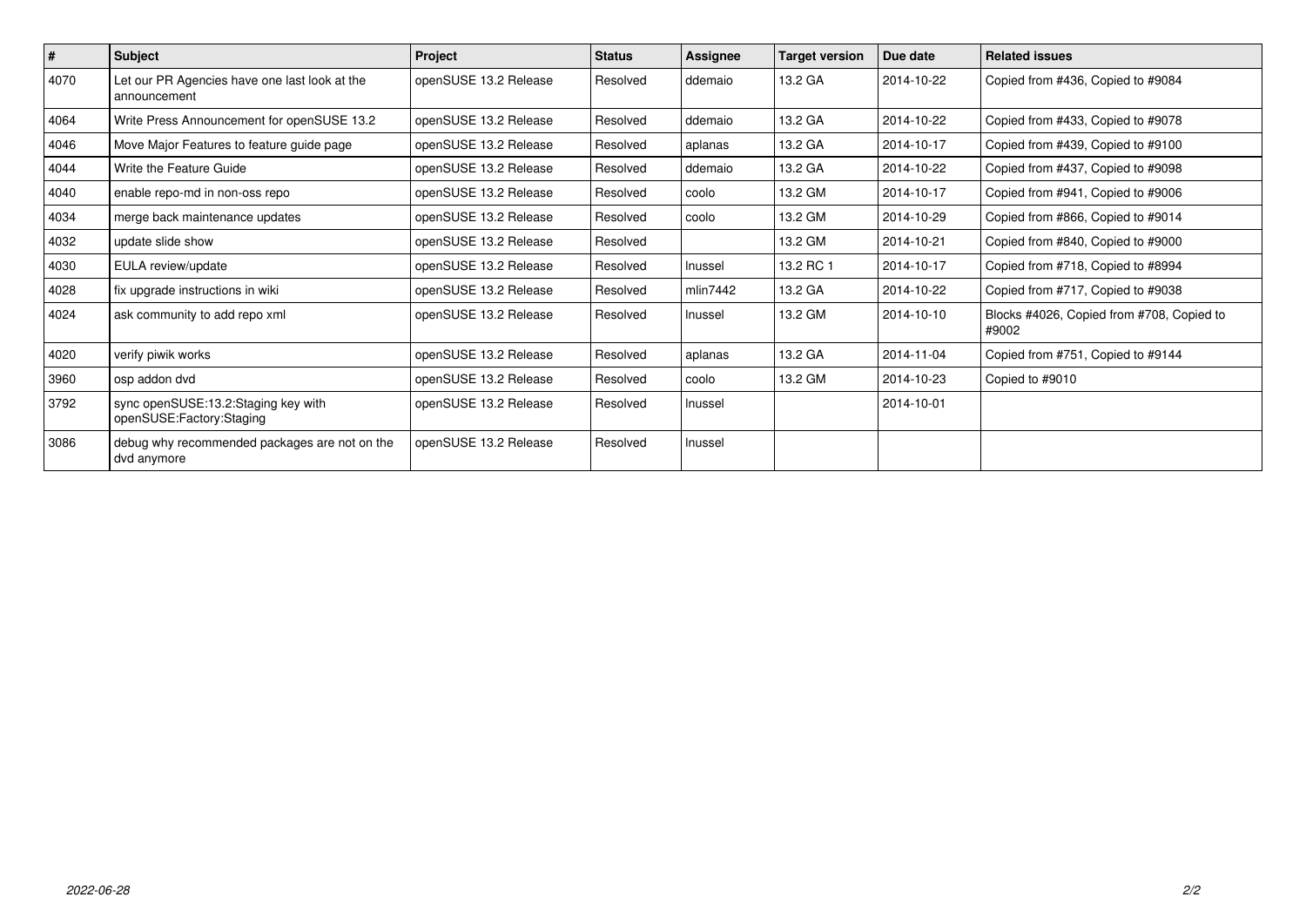| # | Subject | Project | Status | Assignee | Target version | Due date | Related issues |
|---|---|---|---|---|---|---|---|
| 4070 | Let our PR Agencies have one last look at the announcement | openSUSE 13.2 Release | Resolved | ddemaio | 13.2 GA | 2014-10-22 | Copied from #436, Copied to #9084 |
| 4064 | Write Press Announcement for openSUSE 13.2 | openSUSE 13.2 Release | Resolved | ddemaio | 13.2 GA | 2014-10-22 | Copied from #433, Copied to #9078 |
| 4046 | Move Major Features to feature guide page | openSUSE 13.2 Release | Resolved | aplanas | 13.2 GA | 2014-10-17 | Copied from #439, Copied to #9100 |
| 4044 | Write the Feature Guide | openSUSE 13.2 Release | Resolved | ddemaio | 13.2 GA | 2014-10-22 | Copied from #437, Copied to #9098 |
| 4040 | enable repo-md in non-oss repo | openSUSE 13.2 Release | Resolved | coolo | 13.2 GM | 2014-10-17 | Copied from #941, Copied to #9006 |
| 4034 | merge back maintenance updates | openSUSE 13.2 Release | Resolved | coolo | 13.2 GM | 2014-10-29 | Copied from #866, Copied to #9014 |
| 4032 | update slide show | openSUSE 13.2 Release | Resolved | | 13.2 GM | 2014-10-21 | Copied from #840, Copied to #9000 |
| 4030 | EULA review/update | openSUSE 13.2 Release | Resolved | lnussel | 13.2 RC 1 | 2014-10-17 | Copied from #718, Copied to #8994 |
| 4028 | fix upgrade instructions in wiki | openSUSE 13.2 Release | Resolved | mlin7442 | 13.2 GA | 2014-10-22 | Copied from #717, Copied to #9038 |
| 4024 | ask community to add repo xml | openSUSE 13.2 Release | Resolved | lnussel | 13.2 GM | 2014-10-10 | Blocks #4026, Copied from #708, Copied to #9002 |
| 4020 | verify piwik works | openSUSE 13.2 Release | Resolved | aplanas | 13.2 GA | 2014-11-04 | Copied from #751, Copied to #9144 |
| 3960 | osp addon dvd | openSUSE 13.2 Release | Resolved | coolo | 13.2 GM | 2014-10-23 | Copied to #9010 |
| 3792 | sync openSUSE:13.2:Staging key with openSUSE:Factory:Staging | openSUSE 13.2 Release | Resolved | lnussel | | 2014-10-01 | |
| 3086 | debug why recommended packages are not on the dvd anymore | openSUSE 13.2 Release | Resolved | lnussel | | | |